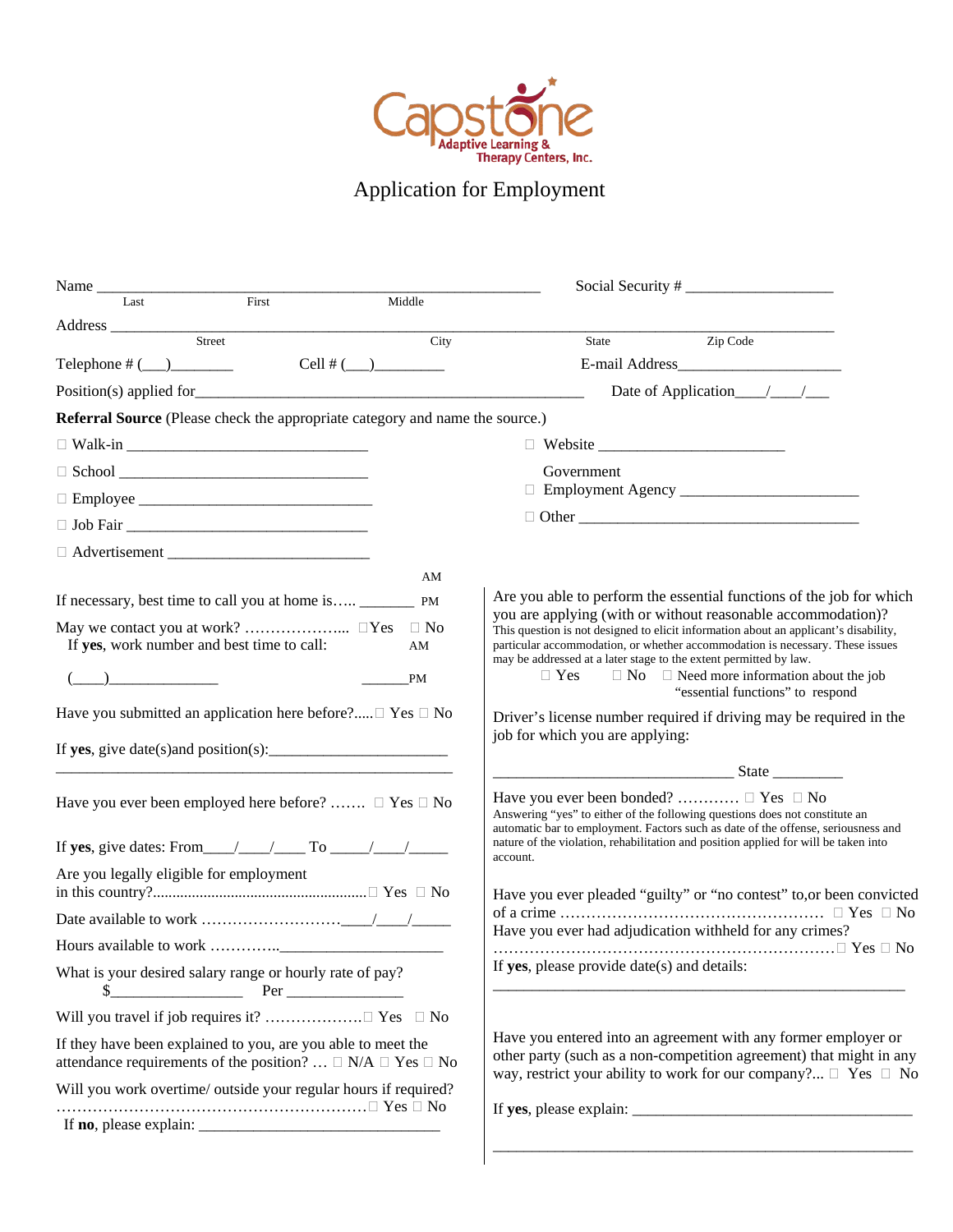Capstone Adaptive Learning & Therapy Centers, Inc.

# Application for Employment

Name ______________________________________________________ Social Security # __________________
Last First Middle

Address ______________________________________________________________________________________
Street City State Zip Code

Telephone # (___)________ Cell # (___)_________ E-mail Address_____________________

Position(s) applied for_____________________________________________________ Date of Application____/____/___

**Referral Source** (Please check the appropriate category and name the source.)

☐ Walk-in ______________________________

☐ School ________________________________

☐ Employee ______________________________

☐ Job Fair ______________________________

☐ Advertisement _________________________

☐ Website _______________________

☐ Government Employment Agency ______________________

☐ Other ___________________________________

If necessary, best time to call you at home is….. _______ AM PM

May we contact you at work? ………………... ☐Yes ☐ No
If **yes**, work number and best time to call:
(____)______________ ______AM PM

Have you submitted an application here before?..... ☐ Yes ☐ No

If **yes**, give date(s)and position(s):______________________
________________________________________________

Have you ever been employed here before? ……. ☐ Yes ☐ No

If **yes**, give dates: From____/____/____ To _____/____/_____

Are you legally eligible for employment in this country?....................................................... ☐ Yes ☐ No

Date available to work ………………………____/____/_____

Hours available to work …………..____________________

What is your desired salary range or hourly rate of pay?
$________________ Per ______________

Will you travel if job requires it? ……………….☐ Yes ☐ No

If they have been explained to you, are you able to meet the attendance requirements of the position? … ☐ N/A ☐ Yes ☐ No

Will you work overtime/ outside your regular hours if required? ……………………………………………………☐ Yes ☐ No
If **no**, please explain: ______________________________

Are you able to perform the essential functions of the job for which you are applying (with or without reasonable accommodation)?
This question is not designed to elicit information about an applicant's disability, particular accommodation, or whether accommodation is necessary. These issues may be addressed at a later stage to the extent permitted by law.
☐ Yes ☐ No ☐ Need more information about the job "essential functions" to respond

Driver's license number required if driving may be required in the job for which you are applying:

______________________________ State _________

Have you ever been bonded? ………… ☐ Yes ☐ No
Answering "yes" to either of the following questions does not constitute an automatic bar to employment. Factors such as date of the offense, seriousness and nature of the violation, rehabilitation and position applied for will be taken into account.

Have you ever pleaded "guilty" or "no contest" to,or been convicted of a crime …………………………………………… ☐ Yes ☐ No
Have you ever had adjudication withheld for any crimes?
…………………………………………………………☐ Yes ☐ No
If **yes**, please provide date(s) and details:
____________________________________________________

Have you entered into an agreement with any former employer or other party (such as a non-competition agreement) that might in any way, restrict your ability to work for our company?... ☐ Yes ☐ No

If **yes**, please explain: __________________________________
____________________________________________________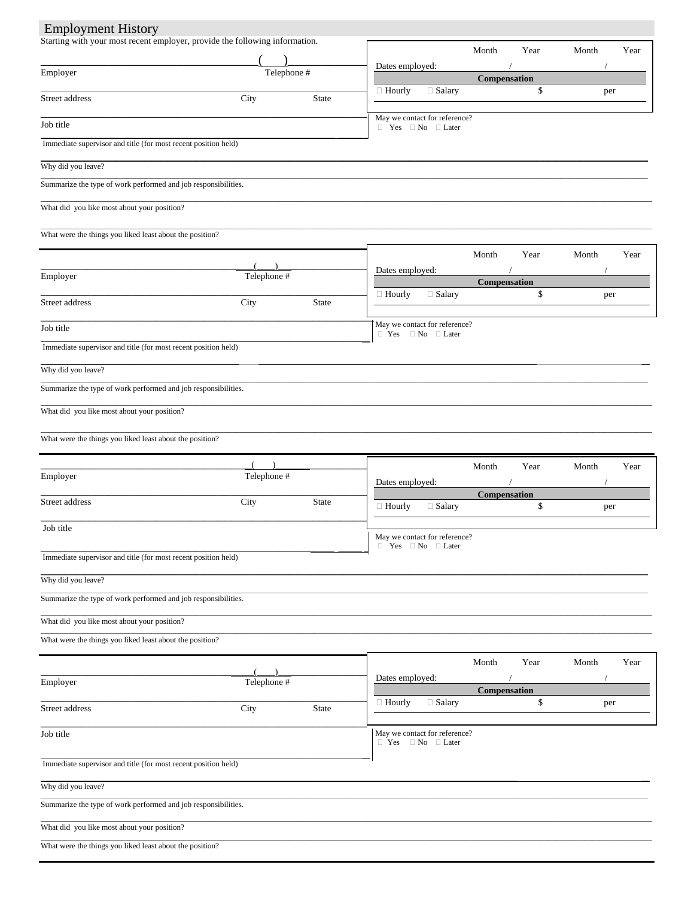## Employment History

Starting with your most recent employer, provide the following information.

Employer ( ) Telephone #

Street address City State

Job title

Immediate supervisor and title (for most recent position held)

| | Month | Year | Month | Year |
|---|---|---|---|---|
| Dates employed: | / | | / | |

**Compensation**

☐ Hourly ☐ Salary $ per

May we contact for reference?
☐ Yes ☐ No ☐ Later

Why did you leave?

Summarize the type of work performed and job responsibilities.

What did you like most about your position?

What were the things you liked least about the position?

---

Employer ( ) Telephone #

Street address City State

Job title

Immediate supervisor and title (for most recent position held)

| | Month | Year | Month | Year |
|---|---|---|---|---|
| Dates employed: | / | | / | |

**Compensation**

☐ Hourly ☐ Salary $ per

May we contact for reference?
☐ Yes ☐ No ☐ Later

Why did you leave?

Summarize the type of work performed and job responsibilities.

What did you like most about your position?

What were the things you liked least about the position?

---

Employer ( ) Telephone #

Street address City State

Job title

Immediate supervisor and title (for most recent position held)

| | Month | Year | Month | Year |
|---|---|---|---|---|
| Dates employed: | / | | / | |

**Compensation**

☐ Hourly ☐ Salary $ per

May we contact for reference?
☐ Yes ☐ No ☐ Later

Why did you leave?

Summarize the type of work performed and job responsibilities.

What did you like most about your position?

What were the things you liked least about the position?

---

Employer ( ) Telephone #

Street address City State

Job title

Immediate supervisor and title (for most recent position held)

| | Month | Year | Month | Year |
|---|---|---|---|---|
| Dates employed: | / | | / | |

**Compensation**

☐ Hourly ☐ Salary $ per

May we contact for reference?
☐ Yes ☐ No ☐ Later

Why did you leave?

Summarize the type of work performed and job responsibilities.

What did you like most about your position?

What were the things you liked least about the position?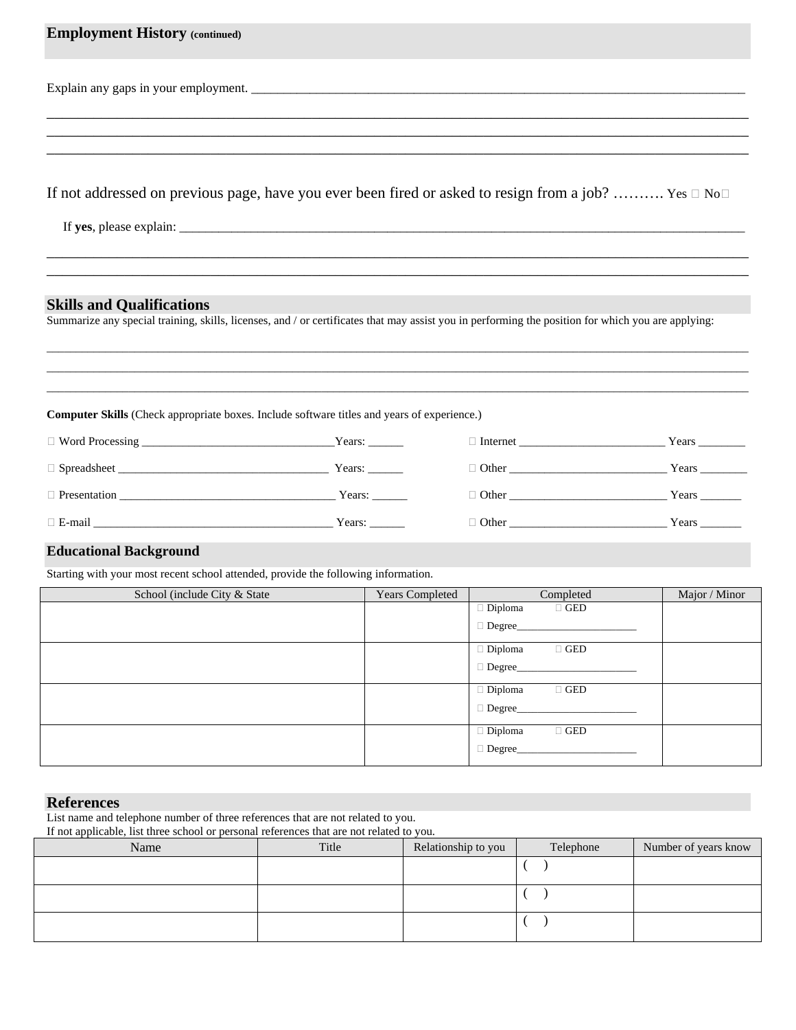## Employment History (continued)

Explain any gaps in your employment. ____________________________________________________________________________

______________________________________________________________________________________________________

______________________________________________________________________________________________________

______________________________________________________________________________________________________

If not addressed on previous page, have you ever been fired or asked to resign from a job? ………. Yes ☐ No☐

If **yes**, please explain: ______________________________________________________________________________________

______________________________________________________________________________________________________

______________________________________________________________________________________________________

## Skills and Qualifications

Summarize any special training, skills, licenses, and / or certificates that may assist you in performing the position for which you are applying:

______________________________________________________________________________________________________

______________________________________________________________________________________________________

______________________________________________________________________________________________________

**Computer Skills** (Check appropriate boxes. Include software titles and years of experience.)

☐ Word Processing _________________________________Years: ______ ☐ Internet _________________________ Years ________

☐ Spreadsheet ____________________________________ Years: ______ ☐ Other __________________________ Years ________

☐ Presentation ____________________________________ Years: ______ ☐ Other __________________________ Years _______

☐ E-mail _________________________________________ Years: ______ ☐ Other __________________________ Years _______

## Educational Background

Starting with your most recent school attended, provide the following information.

| School (include City & State | Years Completed | Completed | Major / Minor |
|---|---|---|---|
| | | ☐ Diploma ☐ GED<br>☐ Degree_______________________ | |
| | | ☐ Diploma ☐ GED<br>☐ Degree_______________________ | |
| | | ☐ Diploma ☐ GED<br>☐ Degree_______________________ | |
| | | ☐ Diploma ☐ GED<br>☐ Degree_______________________ | |

## References

List name and telephone number of three references that are not related to you.
If not applicable, list three school or personal references that are not related to you.

| Name | Title | Relationship to you | Telephone | Number of years know |
|---|---|---|---|---|
| | | | (    ) | |
| | | | (    ) | |
| | | | (    ) | |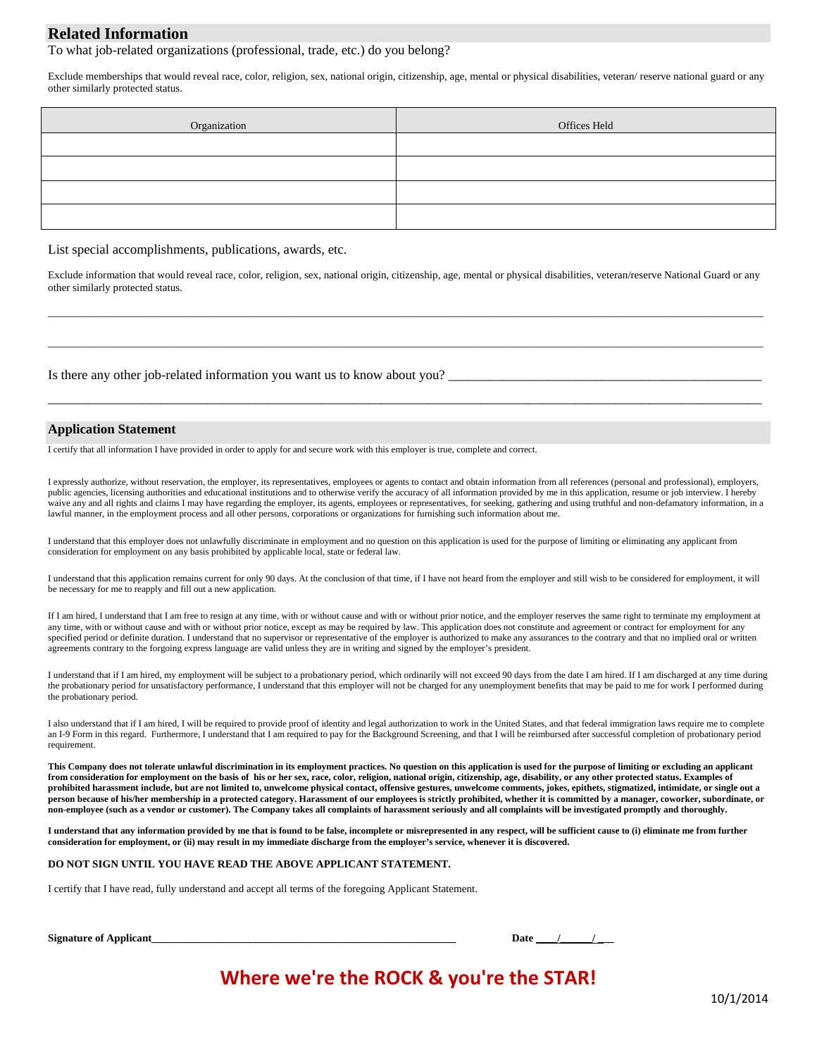## Related Information

To what job-related organizations (professional, trade, etc.) do you belong?

Exclude memberships that would reveal race, color, religion, sex, national origin, citizenship, age, mental or physical disabilities, veteran/ reserve national guard or any other similarly protected status.

| Organization | Offices Held |
|---|---|
| | |
| | |
| | |
| | |

List special accomplishments, publications, awards, etc.

Exclude information that would reveal race, color, religion, sex, national origin, citizenship, age, mental or physical disabilities, veteran/reserve National Guard or any other similarly protected status.

______________________________________________________________________________________________________

______________________________________________________________________________________________________

Is there any other job-related information you want us to know about you? ______________________________________________

______________________________________________________________________________________________________

## Application Statement

I certify that all information I have provided in order to apply for and secure work with this employer is true, complete and correct.

I expressly authorize, without reservation, the employer, its representatives, employees or agents to contact and obtain information from all references (personal and professional), employers, public agencies, licensing authorities and educational institutions and to otherwise verify the accuracy of all information provided by me in this application, resume or job interview. I hereby waive any and all rights and claims I may have regarding the employer, its agents, employees or representatives, for seeking, gathering and using truthful and non-defamatory information, in a lawful manner, in the employment process and all other persons, corporations or organizations for furnishing such information about me.

I understand that this employer does not unlawfully discriminate in employment and no question on this application is used for the purpose of limiting or eliminating any applicant from consideration for employment on any basis prohibited by applicable local, state or federal law.

I understand that this application remains current for only 90 days. At the conclusion of that time, if I have not heard from the employer and still wish to be considered for employment, it will be necessary for me to reapply and fill out a new application.

If I am hired, I understand that I am free to resign at any time, with or without cause and with or without prior notice, and the employer reserves the same right to terminate my employment at any time, with or without cause and with or without prior notice, except as may be required by law. This application does not constitute and agreement or contract for employment for any specified period or definite duration. I understand that no supervisor or representative of the employer is authorized to make any assurances to the contrary and that no implied oral or written agreements contrary to the forgoing express language are valid unless they are in writing and signed by the employer's president.

I understand that if I am hired, my employment will be subject to a probationary period, which ordinarily will not exceed 90 days from the date I am hired. If I am discharged at any time during the probationary period for unsatisfactory performance, I understand that this employer will not be charged for any unemployment benefits that may be paid to me for work I performed during the probationary period.

I also understand that if I am hired, I will be required to provide proof of identity and legal authorization to work in the United States, and that federal immigration laws require me to complete an I-9 Form in this regard. Furthermore, I understand that I am required to pay for the Background Screening, and that I will be reimbursed after successful completion of probationary period requirement.

**This Company does not tolerate unlawful discrimination in its employment practices. No question on this application is used for the purpose of limiting or excluding an applicant from consideration for employment on the basis of his or her sex, race, color, religion, national origin, citizenship, age, disability, or any other protected status. Examples of prohibited harassment include, but are not limited to, unwelcome physical contact, offensive gestures, unwelcome comments, jokes, epithets, stigmatized, intimidate, or single out a person because of his/her membership in a protected category. Harassment of our employees is strictly prohibited, whether it is committed by a manager, coworker, subordinate, or non-employee (such as a vendor or customer). The Company takes all complaints of harassment seriously and all complaints will be investigated promptly and thoroughly.**

**I understand that any information provided by me that is found to be false, incomplete or misrepresented in any respect, will be sufficient cause to (i) eliminate me from further consideration for employment, or (ii) may result in my immediate discharge from the employer's service, whenever it is discovered.**

**DO NOT SIGN UNTIL YOU HAVE READ THE ABOVE APPLICANT STATEMENT.**

I certify that I have read, fully understand and accept all terms of the foregoing Applicant Statement.

**Signature of Applicant**_______________________________________________ **Date** ____/______/____

**Where we're the ROCK & you're the STAR!**

10/1/2014